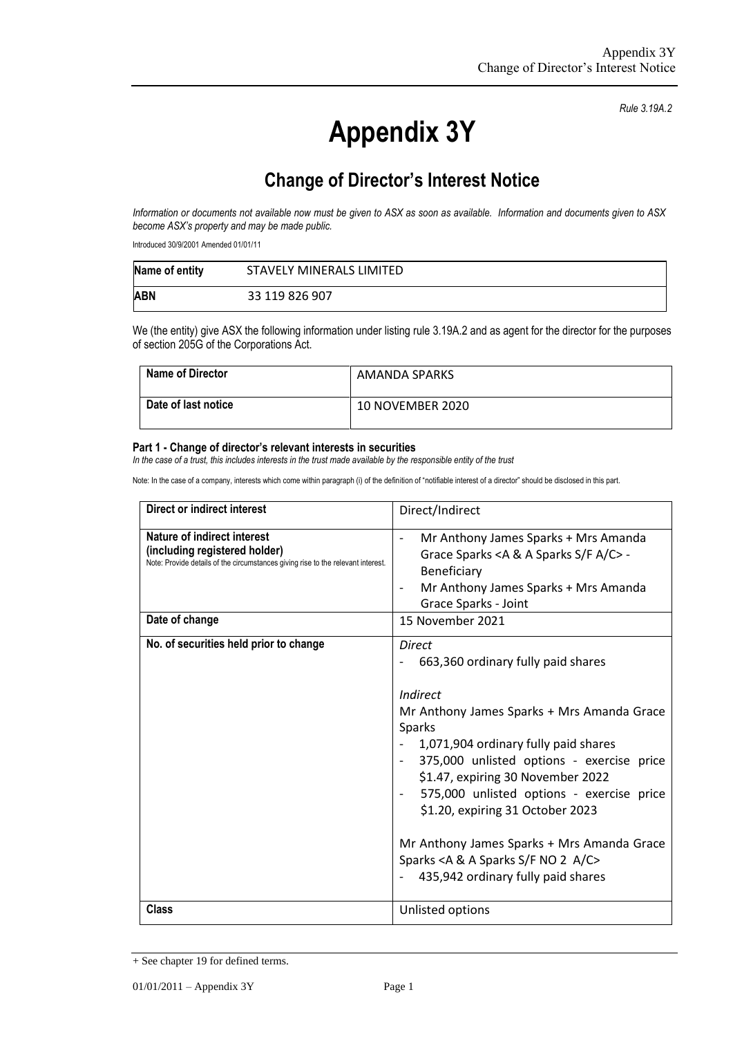*Rule 3.19A.2*

# Appendix 3Y

## Change of Director's Interest Notice

*Information or documents not available now must be given to ASX as soon as available. Information and documents given to ASX become ASX's property and may be made public.*

Introduced 30/9/2001 Amended 01/01/11

| **Name of entity** | STAVELY MINERALS LIMITED |
|---|---|
| **ABN** | 33 119 826 907 |

We (the entity) give ASX the following information under listing rule 3.19A.2 and as agent for the director for the purposes of section 205G of the Corporations Act.

| **Name of Director** | AMANDA SPARKS |
|---|---|
| **Date of last notice** | 10 NOVEMBER 2020 |

**Part 1 - Change of director's relevant interests in securities**

*In the case of a trust, this includes interests in the trust made available by the responsible entity of the trust*

Note: In the case of a company, interests which come within paragraph (i) of the definition of "notifiable interest of a director" should be disclosed in this part.

| **Direct or indirect interest** | Direct/Indirect |
|---|---|
| **Nature of indirect interest (including registered holder)**<br>Note: Provide details of the circumstances giving rise to the relevant interest. | - Mr Anthony James Sparks + Mrs Amanda Grace Sparks <A & A Sparks S/F A/C> - Beneficiary<br>- Mr Anthony James Sparks + Mrs Amanda Grace Sparks - Joint |
| **Date of change** | 15 November 2021 |
| **No. of securities held prior to change** | *Direct*<br>- 663,360 ordinary fully paid shares<br><br>*Indirect*<br>Mr Anthony James Sparks + Mrs Amanda Grace Sparks<br>- 1,071,904 ordinary fully paid shares<br>- 375,000 unlisted options - exercise price $1.47, expiring 30 November 2022<br>- 575,000 unlisted options - exercise price $1.20, expiring 31 October 2023<br><br>Mr Anthony James Sparks + Mrs Amanda Grace Sparks <A & A Sparks S/F NO 2 A/C><br>- 435,942 ordinary fully paid shares |
| **Class** | Unlisted options |

+ See chapter 19 for defined terms.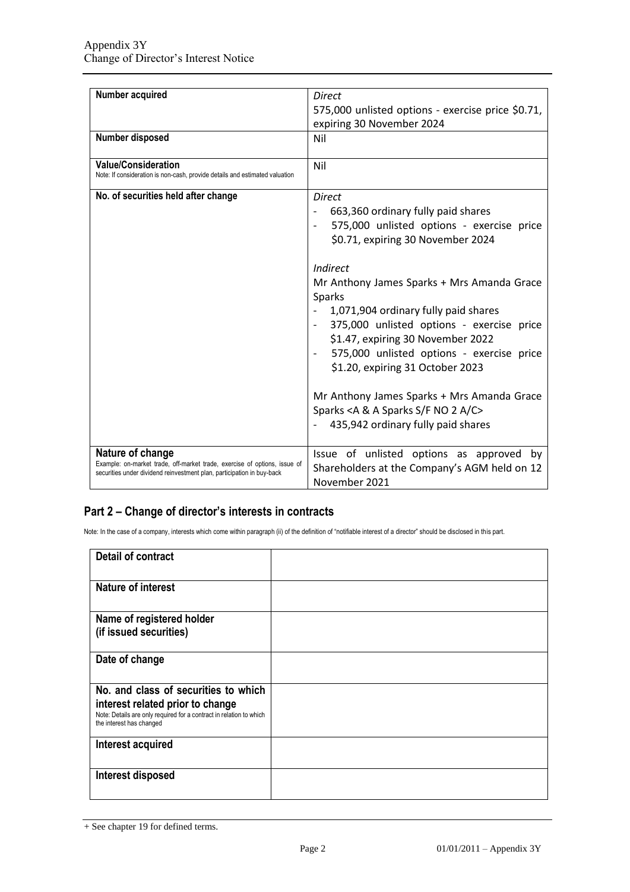| | |
|---|---|
| **Number acquired** | *Direct*<br>575,000 unlisted options - exercise price $0.71, expiring 30 November 2024 |
| **Number disposed** | Nil |
| **Value/Consideration**<br>Note: If consideration is non-cash, provide details and estimated valuation | Nil |
| **No. of securities held after change** | *Direct*<br>- 663,360 ordinary fully paid shares<br>- 575,000 unlisted options - exercise price $0.71, expiring 30 November 2024<br><br>*Indirect*<br>Mr Anthony James Sparks + Mrs Amanda Grace Sparks<br>- 1,071,904 ordinary fully paid shares<br>- 375,000 unlisted options - exercise price $1.47, expiring 30 November 2022<br>- 575,000 unlisted options - exercise price $1.20, expiring 31 October 2023<br><br>Mr Anthony James Sparks + Mrs Amanda Grace Sparks <A & A Sparks S/F NO 2 A/C><br>- 435,942 ordinary fully paid shares |
| **Nature of change**<br>Example: on-market trade, off-market trade, exercise of options, issue of securities under dividend reinvestment plan, participation in buy-back | Issue of unlisted options as approved by Shareholders at the Company's AGM held on 12 November 2021 |

## Part 2 – Change of director's interests in contracts

Note: In the case of a company, interests which come within paragraph (ii) of the definition of "notifiable interest of a director" should be disclosed in this part.

| | |
|---|---|
| **Detail of contract** | |
| **Nature of interest** | |
| **Name of registered holder (if issued securities)** | |
| **Date of change** | |
| **No. and class of securities to which interest related prior to change**<br>Note: Details are only required for a contract in relation to which the interest has changed | |
| **Interest acquired** | |
| **Interest disposed** | |

+ See chapter 19 for defined terms.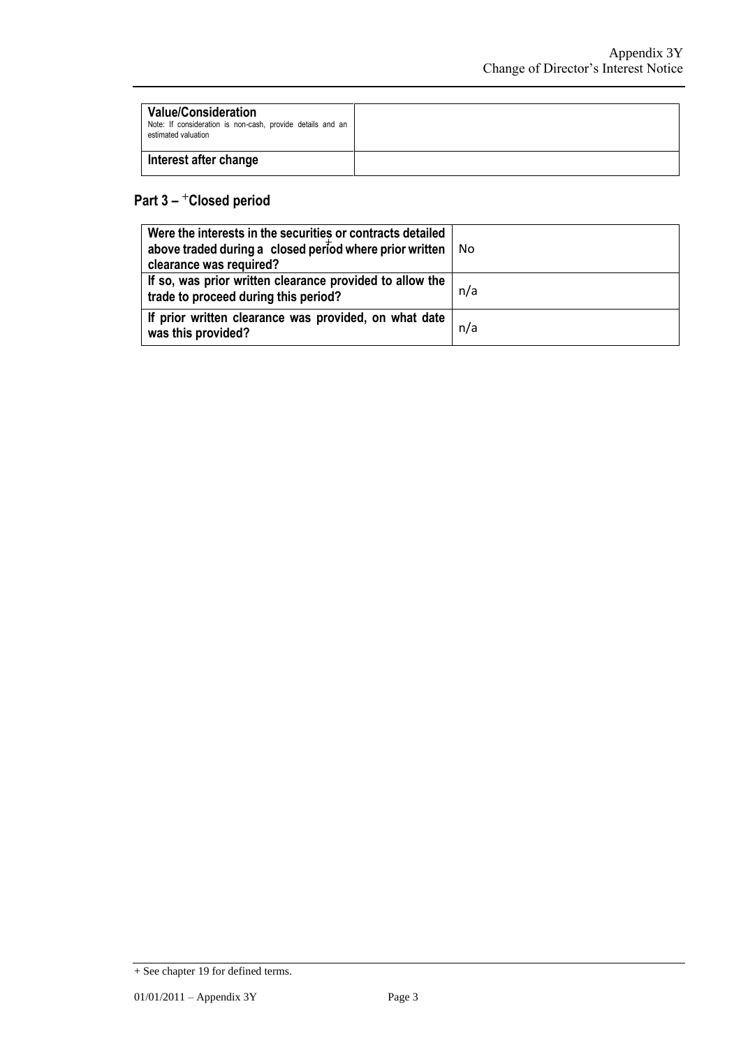| | |
|---|---|
| **Value/Consideration** Note: If consideration is non-cash, provide details and an estimated valuation | |
| **Interest after change** | |

## Part 3 – +Closed period

| | |
|---|---|
| **Were the interests in the securities or contracts detailed above traded during a +closed period where prior written clearance was required?** | No |
| **If so, was prior written clearance provided to allow the trade to proceed during this period?** | n/a |
| **If prior written clearance was provided, on what date was this provided?** | n/a |

+ See chapter 19 for defined terms.